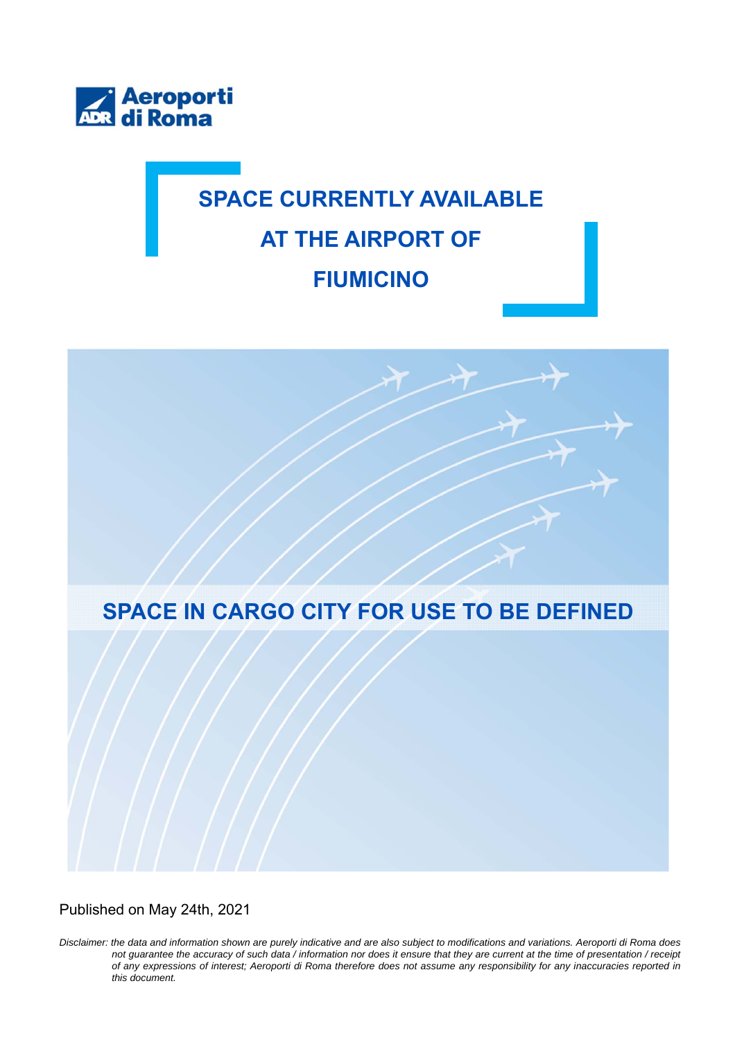Aeroporti di Roma

# SPACE CURRENTLY AVAILABLE AT THE AIRPORT OF FIUMICINO

## SPACE IN CARGO CITY FOR USE TO BE DEFINED

Published on May 24th, 2021

*Disclaimer: the data and information shown are purely indicative and are also subject to modifications and variations. Aeroporti di Roma does not guarantee the accuracy of such data / information nor does it ensure that they are current at the time of presentation / receipt of any expressions of interest; Aeroporti di Roma therefore does not assume any responsibility for any inaccuracies reported in this document.*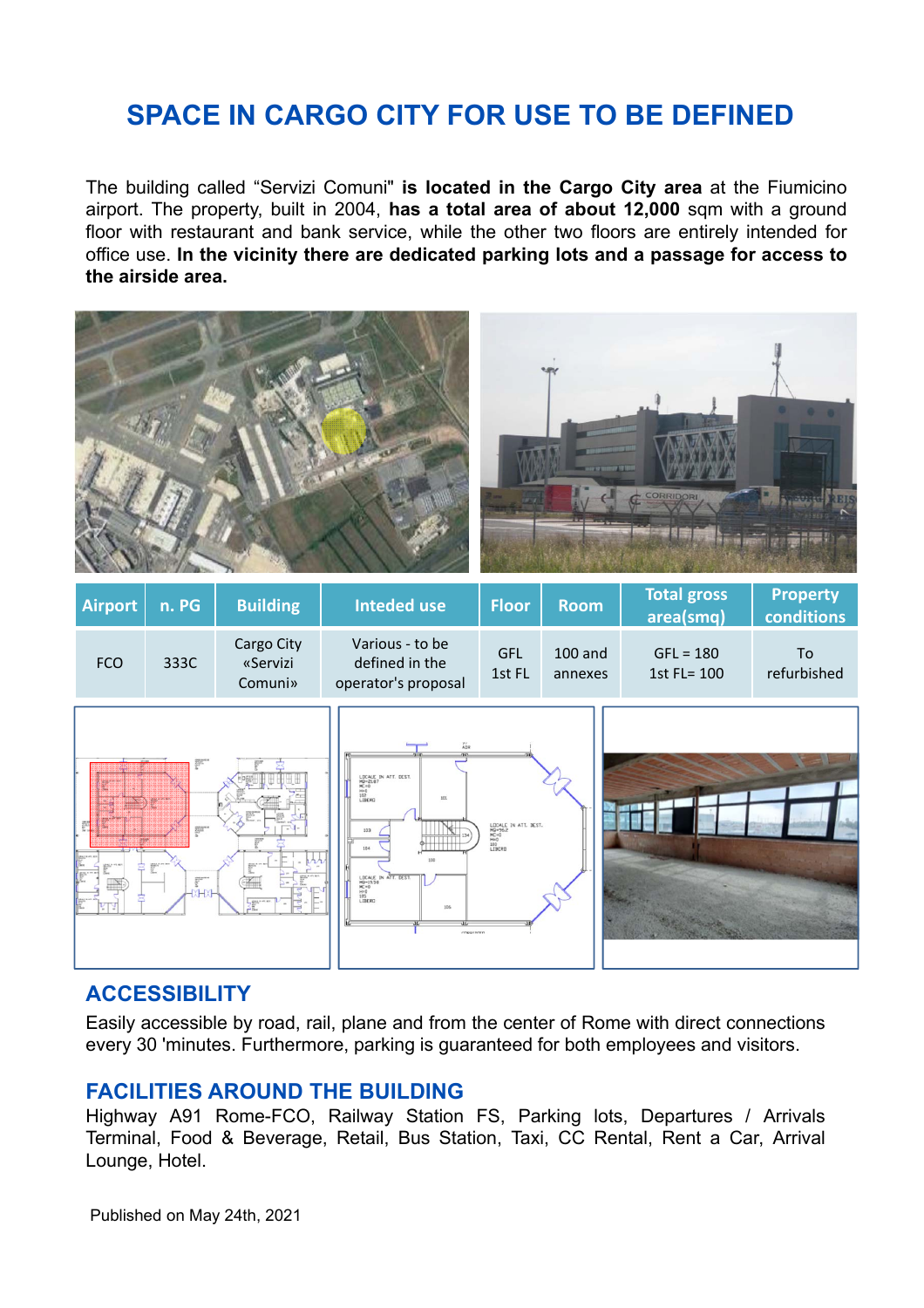# SPACE IN CARGO CITY FOR USE TO BE DEFINED

The building called “Servizi Comuni" **is located in the Cargo City area** at the Fiumicino airport. The property, built in 2004, **has a total area of about 12,000** sqm with a ground floor with restaurant and bank service, while the other two floors are entirely intended for office use. **In the vicinity there are dedicated parking lots and a passage for access to the airside area.**

| Airport | n. PG | Building | Inteded use | Floor | Room | Total gross area(smq) | Property conditions |
|---|---|---|---|---|---|---|---|
| FCO | 333C | Cargo City «Servizi Comuni» | Various - to be defined in the operator's proposal | GFL<br>1st FL | 100 and annexes | GFL = 180<br>1st FL= 100 | To refurbished |

## ACCESSIBILITY

Easily accessible by road, rail, plane and from the center of Rome with direct connections every 30 'minutes. Furthermore, parking is guaranteed for both employees and visitors.

## FACILITIES AROUND THE BUILDING

Highway A91 Rome-FCO, Railway Station FS, Parking lots, Departures / Arrivals Terminal, Food & Beverage, Retail, Bus Station, Taxi, CC Rental, Rent a Car, Arrival Lounge, Hotel.

Published on May 24th, 2021